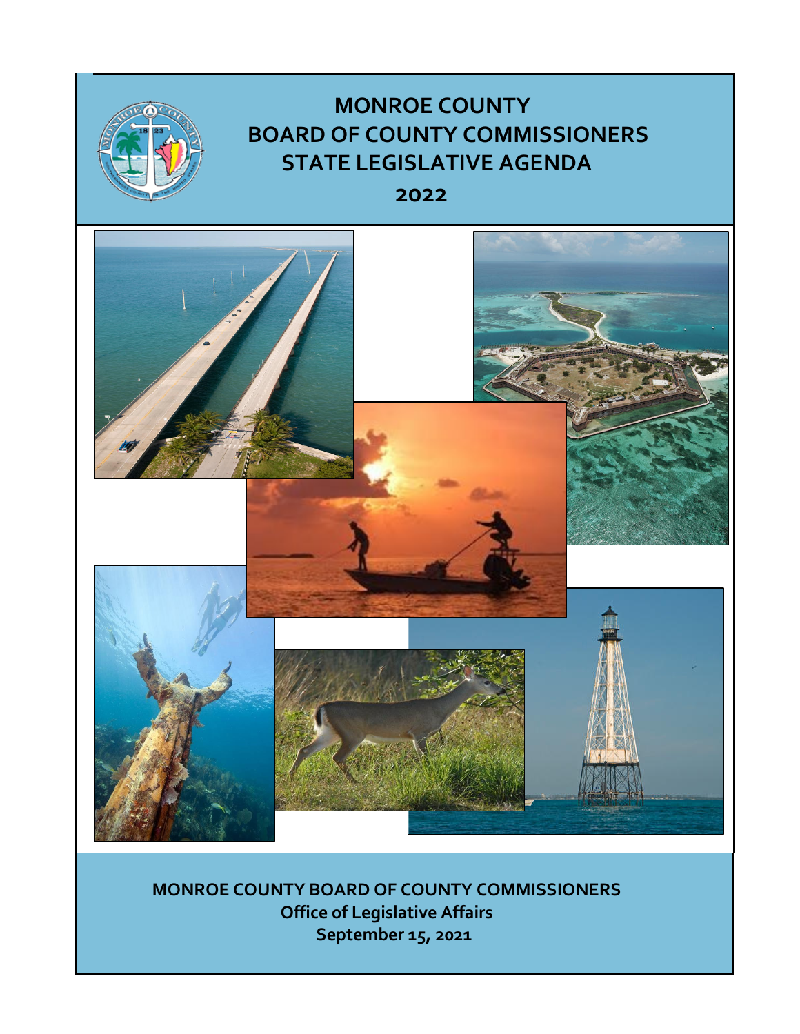# MONROE COUNTY BOARD OF COUNTY COMMISSIONERS STATE LEGISLATIVE AGENDA

## 2022

**MONROE COUNTY BOARD OF COUNTY COMMISSIONERS**
**Office of Legislative Affairs**
**September 15, 2021**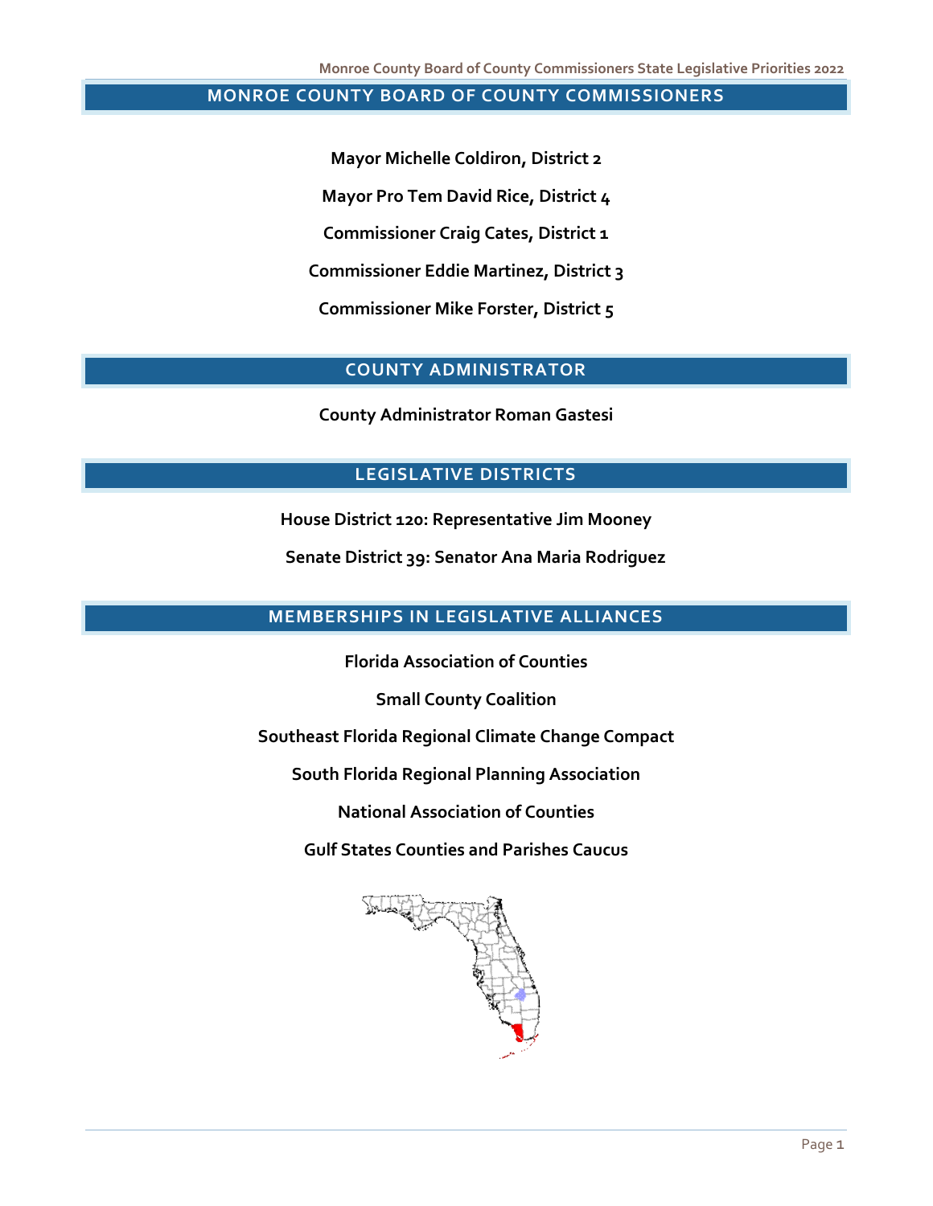## MONROE COUNTY BOARD OF COUNTY COMMISSIONERS

**Mayor Michelle Coldiron, District 2**

**Mayor Pro Tem David Rice, District 4**

**Commissioner Craig Cates, District 1**

**Commissioner Eddie Martinez, District 3**

**Commissioner Mike Forster, District 5**

## COUNTY ADMINISTRATOR

**County Administrator Roman Gastesi**

## LEGISLATIVE DISTRICTS

**House District 120: Representative Jim Mooney**

**Senate District 39: Senator Ana Maria Rodriguez**

## MEMBERSHIPS IN LEGISLATIVE ALLIANCES

**Florida Association of Counties**

**Small County Coalition**

**Southeast Florida Regional Climate Change Compact**

**South Florida Regional Planning Association**

**National Association of Counties**

**Gulf States Counties and Parishes Caucus**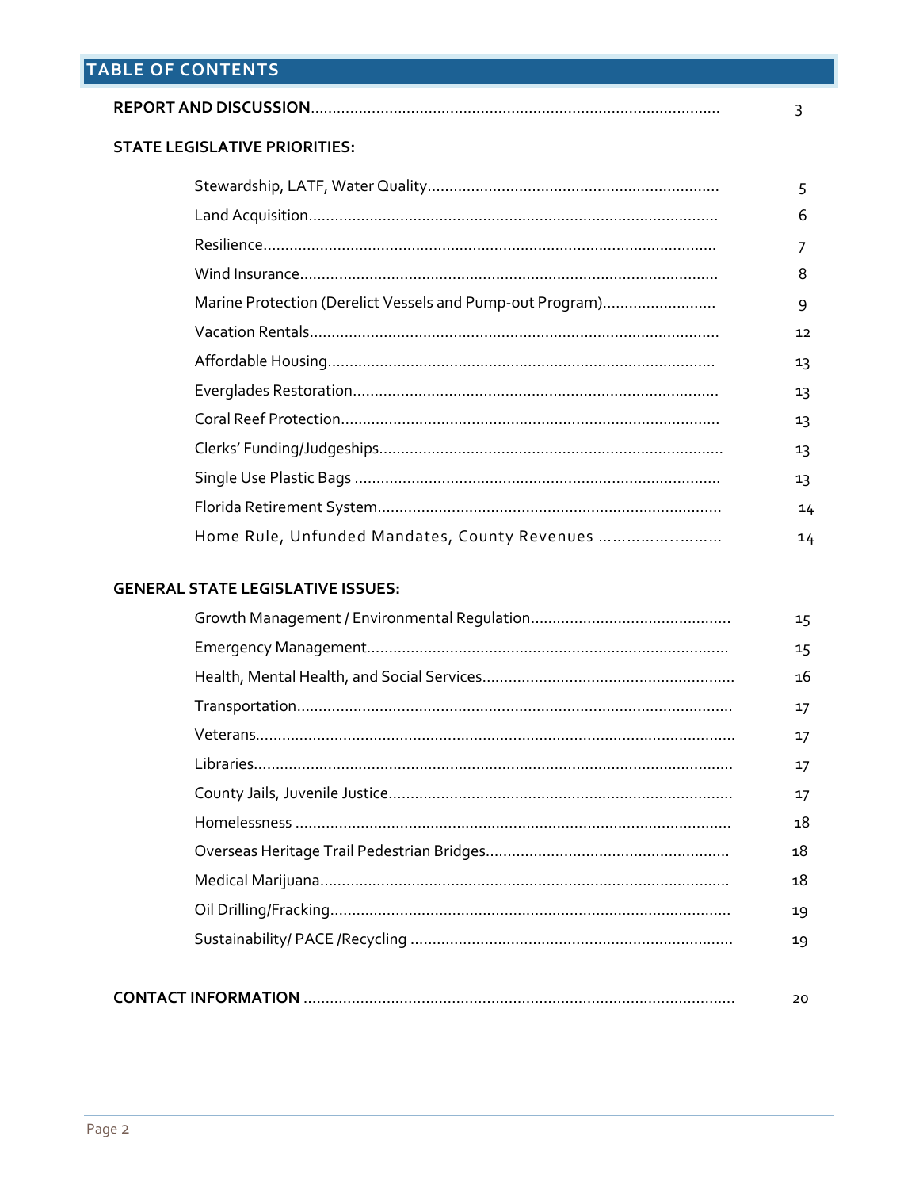# TABLE OF CONTENTS

**REPORT AND DISCUSSION** .................................................... 3

**STATE LEGISLATIVE PRIORITIES:**

- Stewardship, LATF, Water Quality .................................................... 5
- Land Acquisition .................................................... 6
- Resilience .................................................... 7
- Wind Insurance .................................................... 8
- Marine Protection (Derelict Vessels and Pump-out Program) .................................................... 9
- Vacation Rentals .................................................... 12
- Affordable Housing .................................................... 13
- Everglades Restoration .................................................... 13
- Coral Reef Protection .................................................... 13
- Clerks' Funding/Judgeships .................................................... 13
- Single Use Plastic Bags .................................................... 13
- Florida Retirement System .................................................... 14
- Home Rule, Unfunded Mandates, County Revenues .................................................... 14

**GENERAL STATE LEGISLATIVE ISSUES:**

- Growth Management / Environmental Regulation .................................................... 15
- Emergency Management .................................................... 15
- Health, Mental Health, and Social Services .................................................... 16
- Transportation .................................................... 17
- Veterans .................................................... 17
- Libraries .................................................... 17
- County Jails, Juvenile Justice .................................................... 17
- Homelessness .................................................... 18
- Overseas Heritage Trail Pedestrian Bridges .................................................... 18
- Medical Marijuana .................................................... 18
- Oil Drilling/Fracking .................................................... 19
- Sustainability/ PACE /Recycling .................................................... 19

**CONTACT INFORMATION** .................................................... 20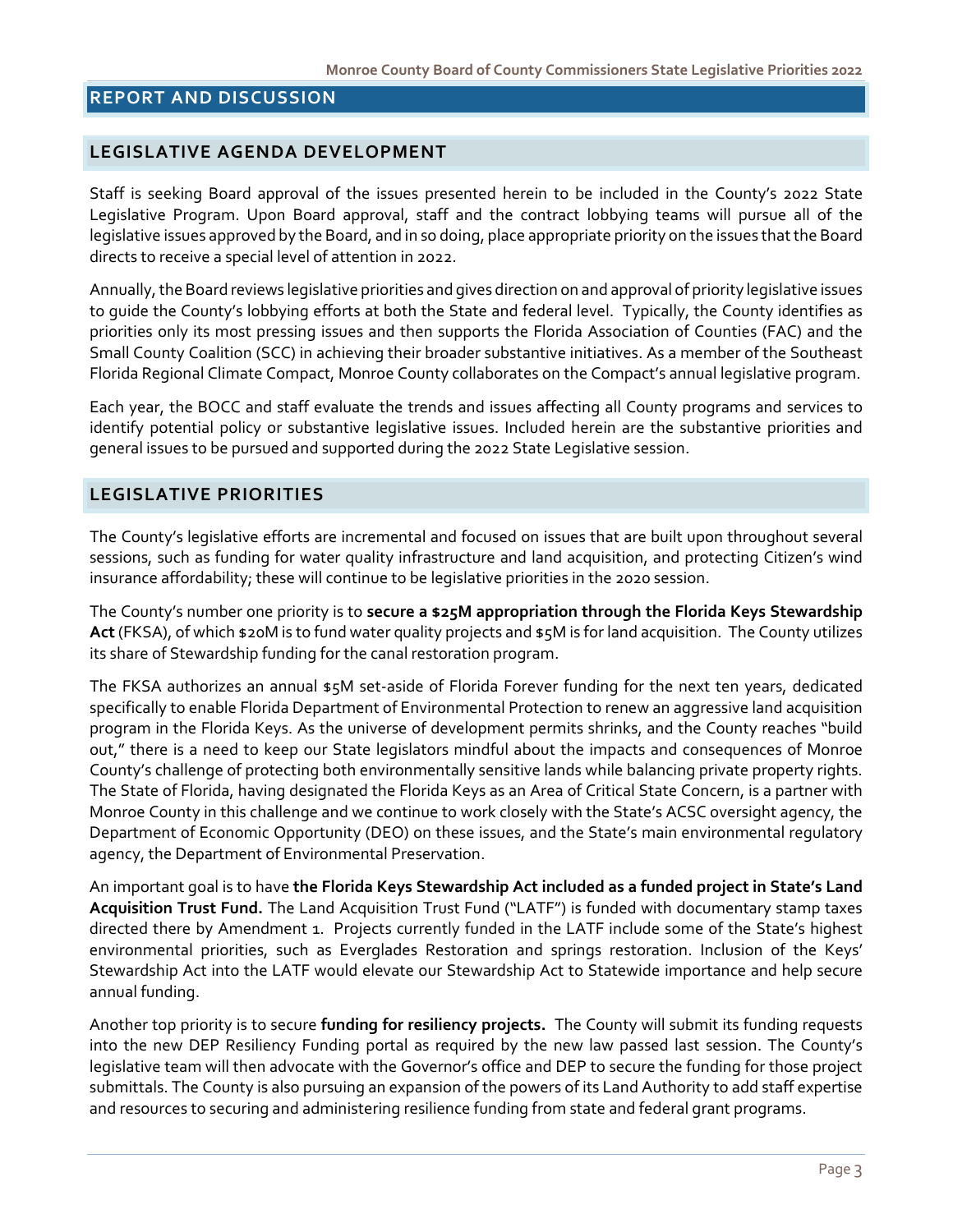## REPORT AND DISCUSSION

### LEGISLATIVE AGENDA DEVELOPMENT

Staff is seeking Board approval of the issues presented herein to be included in the County's 2022 State Legislative Program. Upon Board approval, staff and the contract lobbying teams will pursue all of the legislative issues approved by the Board, and in so doing, place appropriate priority on the issues that the Board directs to receive a special level of attention in 2022.

Annually, the Board reviews legislative priorities and gives direction on and approval of priority legislative issues to guide the County's lobbying efforts at both the State and federal level. Typically, the County identifies as priorities only its most pressing issues and then supports the Florida Association of Counties (FAC) and the Small County Coalition (SCC) in achieving their broader substantive initiatives. As a member of the Southeast Florida Regional Climate Compact, Monroe County collaborates on the Compact's annual legislative program.

Each year, the BOCC and staff evaluate the trends and issues affecting all County programs and services to identify potential policy or substantive legislative issues. Included herein are the substantive priorities and general issues to be pursued and supported during the 2022 State Legislative session.

### LEGISLATIVE PRIORITIES

The County's legislative efforts are incremental and focused on issues that are built upon throughout several sessions, such as funding for water quality infrastructure and land acquisition, and protecting Citizen's wind insurance affordability; these will continue to be legislative priorities in the 2020 session.

The County's number one priority is to **secure a $25M appropriation through the Florida Keys Stewardship Act** (FKSA), of which $20M is to fund water quality projects and $5M is for land acquisition. The County utilizes its share of Stewardship funding for the canal restoration program.

The FKSA authorizes an annual $5M set-aside of Florida Forever funding for the next ten years, dedicated specifically to enable Florida Department of Environmental Protection to renew an aggressive land acquisition program in the Florida Keys. As the universe of development permits shrinks, and the County reaches "build out," there is a need to keep our State legislators mindful about the impacts and consequences of Monroe County's challenge of protecting both environmentally sensitive lands while balancing private property rights. The State of Florida, having designated the Florida Keys as an Area of Critical State Concern, is a partner with Monroe County in this challenge and we continue to work closely with the State's ACSC oversight agency, the Department of Economic Opportunity (DEO) on these issues, and the State's main environmental regulatory agency, the Department of Environmental Preservation.

An important goal is to have **the Florida Keys Stewardship Act included as a funded project in State's Land Acquisition Trust Fund.** The Land Acquisition Trust Fund ("LATF") is funded with documentary stamp taxes directed there by Amendment 1. Projects currently funded in the LATF include some of the State's highest environmental priorities, such as Everglades Restoration and springs restoration. Inclusion of the Keys' Stewardship Act into the LATF would elevate our Stewardship Act to Statewide importance and help secure annual funding.

Another top priority is to secure **funding for resiliency projects.** The County will submit its funding requests into the new DEP Resiliency Funding portal as required by the new law passed last session. The County's legislative team will then advocate with the Governor's office and DEP to secure the funding for those project submittals. The County is also pursuing an expansion of the powers of its Land Authority to add staff expertise and resources to securing and administering resilience funding from state and federal grant programs.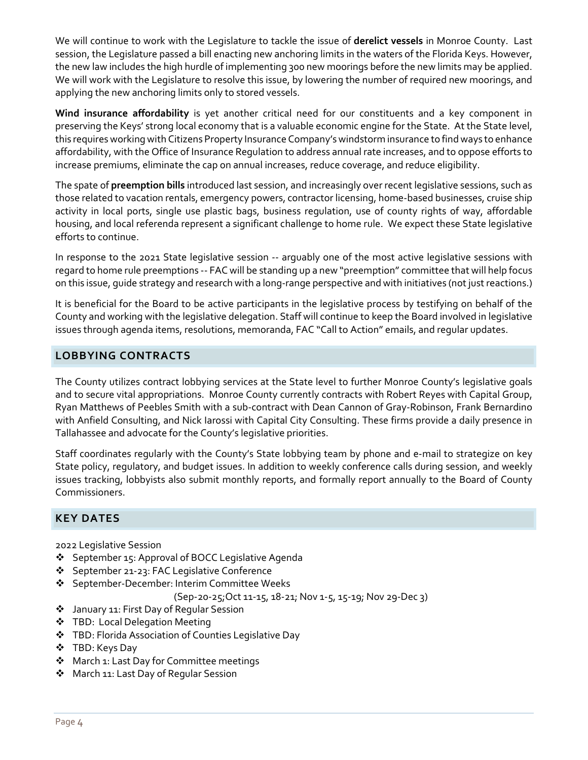We will continue to work with the Legislature to tackle the issue of **derelict vessels** in Monroe County. Last session, the Legislature passed a bill enacting new anchoring limits in the waters of the Florida Keys. However, the new law includes the high hurdle of implementing 300 new moorings before the new limits may be applied. We will work with the Legislature to resolve this issue, by lowering the number of required new moorings, and applying the new anchoring limits only to stored vessels.

**Wind insurance affordability** is yet another critical need for our constituents and a key component in preserving the Keys' strong local economy that is a valuable economic engine for the State. At the State level, this requires working with Citizens Property Insurance Company's windstorm insurance to find ways to enhance affordability, with the Office of Insurance Regulation to address annual rate increases, and to oppose efforts to increase premiums, eliminate the cap on annual increases, reduce coverage, and reduce eligibility.

The spate of **preemption bills** introduced last session, and increasingly over recent legislative sessions, such as those related to vacation rentals, emergency powers, contractor licensing, home-based businesses, cruise ship activity in local ports, single use plastic bags, business regulation, use of county rights of way, affordable housing, and local referenda represent a significant challenge to home rule. We expect these State legislative efforts to continue.

In response to the 2021 State legislative session -- arguably one of the most active legislative sessions with regard to home rule preemptions -- FAC will be standing up a new "preemption" committee that will help focus on this issue, guide strategy and research with a long-range perspective and with initiatives (not just reactions.)

It is beneficial for the Board to be active participants in the legislative process by testifying on behalf of the County and working with the legislative delegation. Staff will continue to keep the Board involved in legislative issues through agenda items, resolutions, memoranda, FAC "Call to Action" emails, and regular updates.

## LOBBYING CONTRACTS

The County utilizes contract lobbying services at the State level to further Monroe County's legislative goals and to secure vital appropriations. Monroe County currently contracts with Robert Reyes with Capital Group, Ryan Matthews of Peebles Smith with a sub-contract with Dean Cannon of Gray-Robinson, Frank Bernardino with Anfield Consulting, and Nick Iarossi with Capital City Consulting. These firms provide a daily presence in Tallahassee and advocate for the County's legislative priorities.

Staff coordinates regularly with the County's State lobbying team by phone and e-mail to strategize on key State policy, regulatory, and budget issues. In addition to weekly conference calls during session, and weekly issues tracking, lobbyists also submit monthly reports, and formally report annually to the Board of County Commissioners.

## KEY DATES

2022 Legislative Session

- September 15: Approval of BOCC Legislative Agenda
- September 21-23: FAC Legislative Conference
- September-December: Interim Committee Weeks
  (Sep-20-25;Oct 11-15, 18-21; Nov 1-5, 15-19; Nov 29-Dec 3)
- January 11: First Day of Regular Session
- TBD: Local Delegation Meeting
- TBD: Florida Association of Counties Legislative Day
- TBD: Keys Day
- March 1: Last Day for Committee meetings
- March 11: Last Day of Regular Session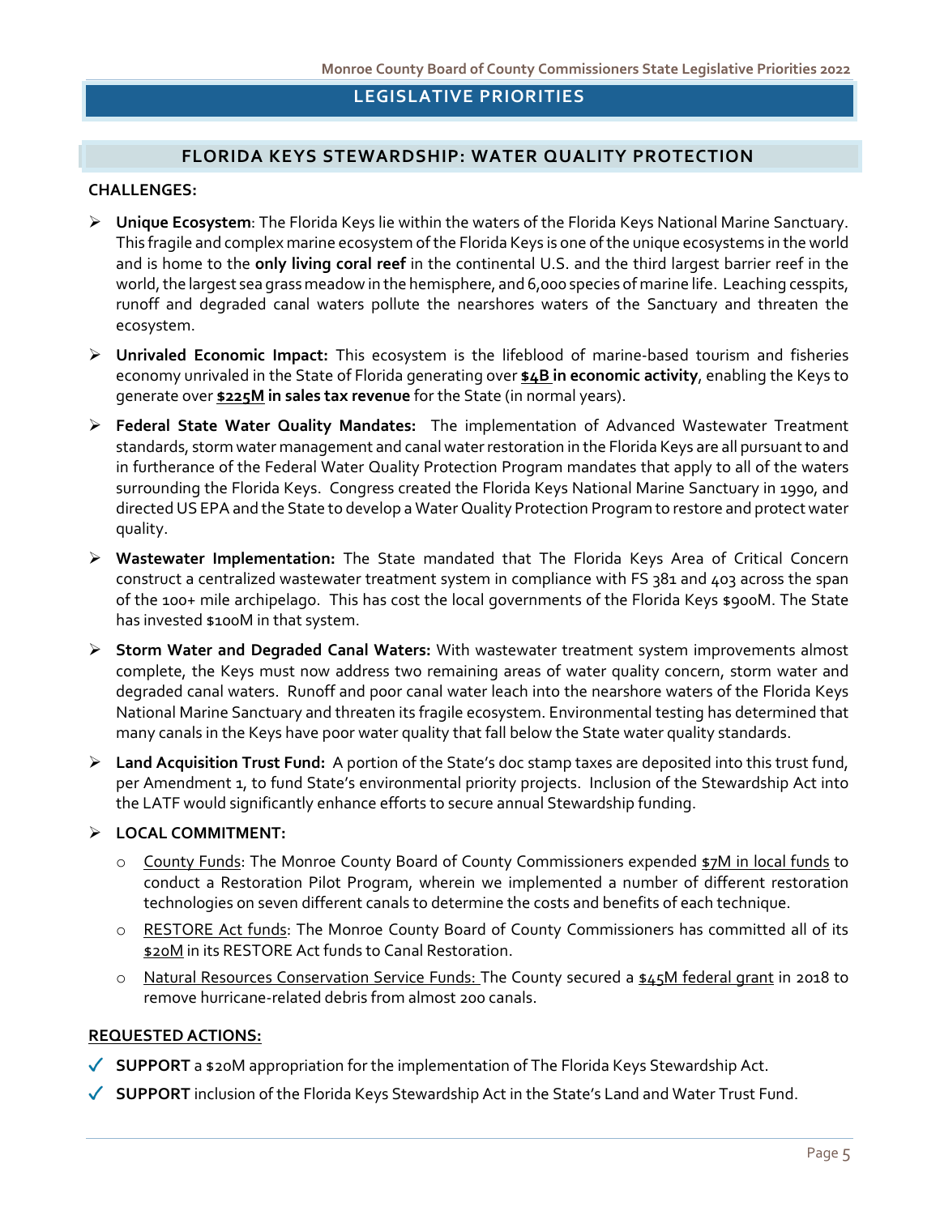## LEGISLATIVE PRIORITIES

### FLORIDA KEYS STEWARDSHIP: WATER QUALITY PROTECTION

**CHALLENGES:**

- **Unique Ecosystem**: The Florida Keys lie within the waters of the Florida Keys National Marine Sanctuary. This fragile and complex marine ecosystem of the Florida Keys is one of the unique ecosystems in the world and is home to the **only living coral reef** in the continental U.S. and the third largest barrier reef in the world, the largest sea grass meadow in the hemisphere, and 6,000 species of marine life. Leaching cesspits, runoff and degraded canal waters pollute the nearshores waters of the Sanctuary and threaten the ecosystem.
- **Unrivaled Economic Impact:** This ecosystem is the lifeblood of marine-based tourism and fisheries economy unrivaled in the State of Florida generating over **<u>$4B</u> in economic activity**, enabling the Keys to generate over **<u>$225M</u> in sales tax revenue** for the State (in normal years).
- **Federal State Water Quality Mandates:** The implementation of Advanced Wastewater Treatment standards, storm water management and canal water restoration in the Florida Keys are all pursuant to and in furtherance of the Federal Water Quality Protection Program mandates that apply to all of the waters surrounding the Florida Keys. Congress created the Florida Keys National Marine Sanctuary in 1990, and directed US EPA and the State to develop a Water Quality Protection Program to restore and protect water quality.
- **Wastewater Implementation:** The State mandated that The Florida Keys Area of Critical Concern construct a centralized wastewater treatment system in compliance with FS 381 and 403 across the span of the 100+ mile archipelago. This has cost the local governments of the Florida Keys $900M. The State has invested $100M in that system.
- **Storm Water and Degraded Canal Waters:** With wastewater treatment system improvements almost complete, the Keys must now address two remaining areas of water quality concern, storm water and degraded canal waters. Runoff and poor canal water leach into the nearshore waters of the Florida Keys National Marine Sanctuary and threaten its fragile ecosystem. Environmental testing has determined that many canals in the Keys have poor water quality that fall below the State water quality standards.
- **Land Acquisition Trust Fund:** A portion of the State's doc stamp taxes are deposited into this trust fund, per Amendment 1, to fund State's environmental priority projects. Inclusion of the Stewardship Act into the LATF would significantly enhance efforts to secure annual Stewardship funding.
- **LOCAL COMMITMENT:**
  - <u>County Funds</u>: The Monroe County Board of County Commissioners expended <u>$7M in local funds</u> to conduct a Restoration Pilot Program, wherein we implemented a number of different restoration technologies on seven different canals to determine the costs and benefits of each technique.
  - <u>RESTORE Act funds</u>: The Monroe County Board of County Commissioners has committed all of its <u>$20M</u> in its RESTORE Act funds to Canal Restoration.
  - <u>Natural Resources Conservation Service Funds:</u> The County secured a <u>$45M federal grant</u> in 2018 to remove hurricane-related debris from almost 200 canals.

**<u>REQUESTED ACTIONS:</u>**

- ✓ **SUPPORT** a $20M appropriation for the implementation of The Florida Keys Stewardship Act.
- ✓ **SUPPORT** inclusion of the Florida Keys Stewardship Act in the State's Land and Water Trust Fund.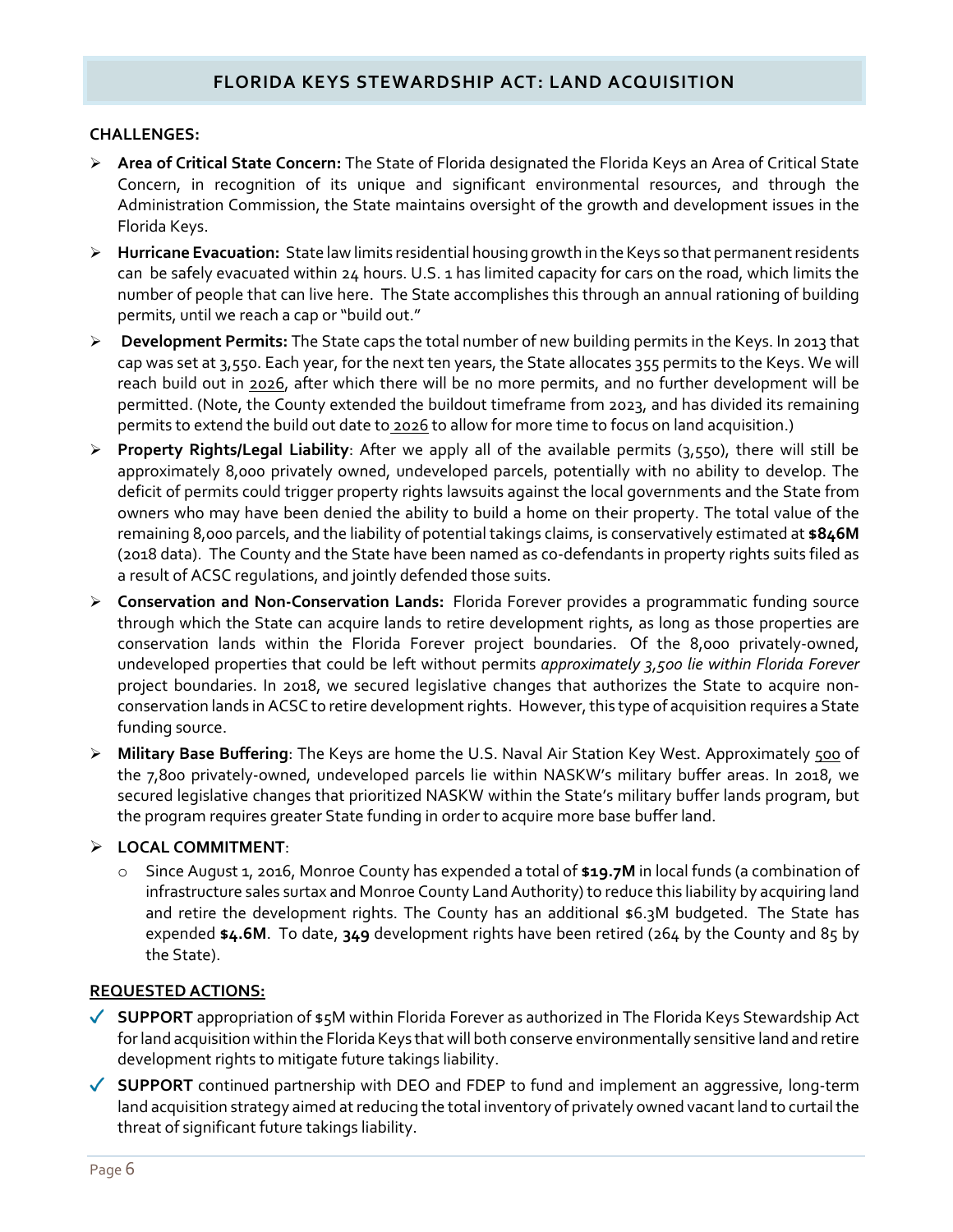## FLORIDA KEYS STEWARDSHIP ACT: LAND ACQUISITION

**CHALLENGES:**

- **Area of Critical State Concern:** The State of Florida designated the Florida Keys an Area of Critical State Concern, in recognition of its unique and significant environmental resources, and through the Administration Commission, the State maintains oversight of the growth and development issues in the Florida Keys.
- **Hurricane Evacuation:** State law limits residential housing growth in the Keys so that permanent residents can be safely evacuated within 24 hours. U.S. 1 has limited capacity for cars on the road, which limits the number of people that can live here. The State accomplishes this through an annual rationing of building permits, until we reach a cap or "build out."
- **Development Permits:** The State caps the total number of new building permits in the Keys. In 2013 that cap was set at 3,550. Each year, for the next ten years, the State allocates 355 permits to the Keys. We will reach build out in 2026, after which there will be no more permits, and no further development will be permitted. (Note, the County extended the buildout timeframe from 2023, and has divided its remaining permits to extend the build out date to 2026 to allow for more time to focus on land acquisition.)
- **Property Rights/Legal Liability**: After we apply all of the available permits (3,550), there will still be approximately 8,000 privately owned, undeveloped parcels, potentially with no ability to develop. The deficit of permits could trigger property rights lawsuits against the local governments and the State from owners who may have been denied the ability to build a home on their property. The total value of the remaining 8,000 parcels, and the liability of potential takings claims, is conservatively estimated at **$846M** (2018 data). The County and the State have been named as co-defendants in property rights suits filed as a result of ACSC regulations, and jointly defended those suits.
- **Conservation and Non-Conservation Lands:** Florida Forever provides a programmatic funding source through which the State can acquire lands to retire development rights, as long as those properties are conservation lands within the Florida Forever project boundaries. Of the 8,000 privately-owned, undeveloped properties that could be left without permits *approximately 3,500 lie within Florida Forever* project boundaries. In 2018, we secured legislative changes that authorizes the State to acquire non-conservation lands in ACSC to retire development rights. However, this type of acquisition requires a State funding source.
- **Military Base Buffering**: The Keys are home the U.S. Naval Air Station Key West. Approximately 500 of the 7,800 privately-owned, undeveloped parcels lie within NASKW's military buffer areas. In 2018, we secured legislative changes that prioritized NASKW within the State's military buffer lands program, but the program requires greater State funding in order to acquire more base buffer land.
- **LOCAL COMMITMENT**:
  - Since August 1, 2016, Monroe County has expended a total of **$19.7M** in local funds (a combination of infrastructure sales surtax and Monroe County Land Authority) to reduce this liability by acquiring land and retire the development rights. The County has an additional $6.3M budgeted. The State has expended **$4.6M**. To date, **349** development rights have been retired (264 by the County and 85 by the State).

**REQUESTED ACTIONS:**

- ✓ **SUPPORT** appropriation of $5M within Florida Forever as authorized in The Florida Keys Stewardship Act for land acquisition within the Florida Keys that will both conserve environmentally sensitive land and retire development rights to mitigate future takings liability.
- ✓ **SUPPORT** continued partnership with DEO and FDEP to fund and implement an aggressive, long-term land acquisition strategy aimed at reducing the total inventory of privately owned vacant land to curtail the threat of significant future takings liability.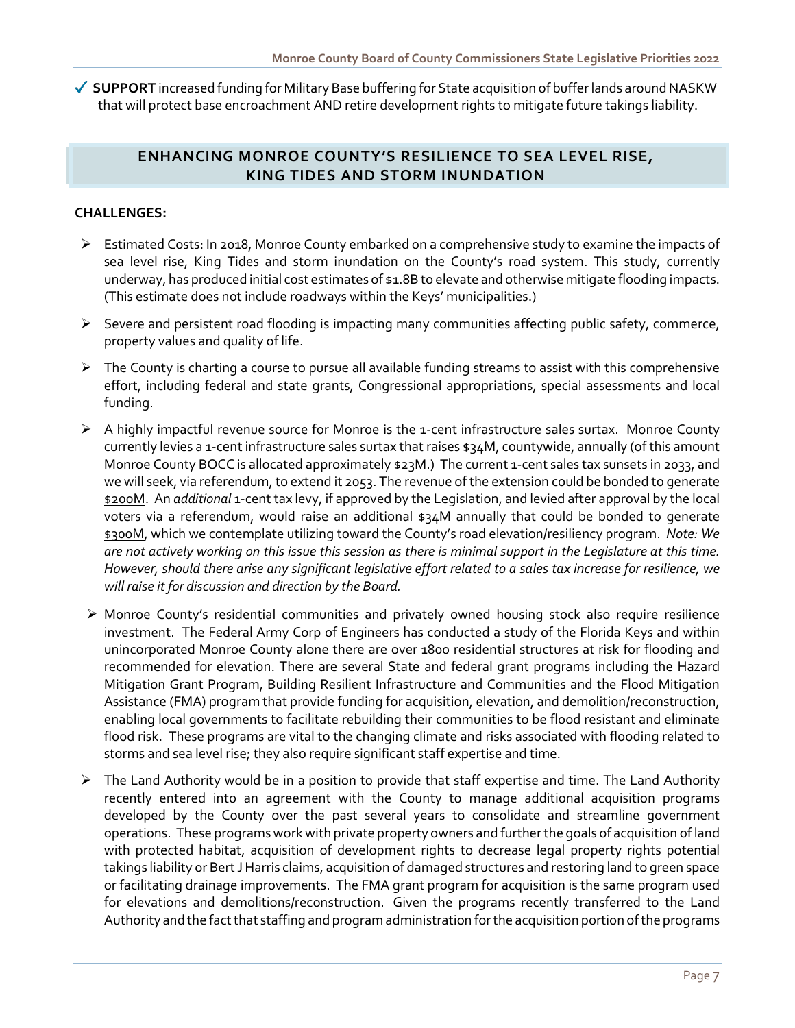✓ **SUPPORT** increased funding for Military Base buffering for State acquisition of buffer lands around NASKW that will protect base encroachment AND retire development rights to mitigate future takings liability.

## ENHANCING MONROE COUNTY'S RESILIENCE TO SEA LEVEL RISE, KING TIDES AND STORM INUNDATION

**CHALLENGES:**

- Estimated Costs: In 2018, Monroe County embarked on a comprehensive study to examine the impacts of sea level rise, King Tides and storm inundation on the County's road system. This study, currently underway, has produced initial cost estimates of $1.8B to elevate and otherwise mitigate flooding impacts. (This estimate does not include roadways within the Keys' municipalities.)
- Severe and persistent road flooding is impacting many communities affecting public safety, commerce, property values and quality of life.
- The County is charting a course to pursue all available funding streams to assist with this comprehensive effort, including federal and state grants, Congressional appropriations, special assessments and local funding.
- A highly impactful revenue source for Monroe is the 1-cent infrastructure sales surtax. Monroe County currently levies a 1-cent infrastructure sales surtax that raises $34M, countywide, annually (of this amount Monroe County BOCC is allocated approximately $23M.) The current 1-cent sales tax sunsets in 2033, and we will seek, via referendum, to extend it 2053. The revenue of the extension could be bonded to generate <u>$200M</u>. An *additional* 1-cent tax levy, if approved by the Legislation, and levied after approval by the local voters via a referendum, would raise an additional $34M annually that could be bonded to generate <u>$300M</u>, which we contemplate utilizing toward the County's road elevation/resiliency program. *Note: We are not actively working on this issue this session as there is minimal support in the Legislature at this time. However, should there arise any significant legislative effort related to a sales tax increase for resilience, we will raise it for discussion and direction by the Board.*
- Monroe County's residential communities and privately owned housing stock also require resilience investment. The Federal Army Corp of Engineers has conducted a study of the Florida Keys and within unincorporated Monroe County alone there are over 1800 residential structures at risk for flooding and recommended for elevation. There are several State and federal grant programs including the Hazard Mitigation Grant Program, Building Resilient Infrastructure and Communities and the Flood Mitigation Assistance (FMA) program that provide funding for acquisition, elevation, and demolition/reconstruction, enabling local governments to facilitate rebuilding their communities to be flood resistant and eliminate flood risk. These programs are vital to the changing climate and risks associated with flooding related to storms and sea level rise; they also require significant staff expertise and time.
- The Land Authority would be in a position to provide that staff expertise and time. The Land Authority recently entered into an agreement with the County to manage additional acquisition programs developed by the County over the past several years to consolidate and streamline government operations. These programs work with private property owners and further the goals of acquisition of land with protected habitat, acquisition of development rights to decrease legal property rights potential takings liability or Bert J Harris claims, acquisition of damaged structures and restoring land to green space or facilitating drainage improvements. The FMA grant program for acquisition is the same program used for elevations and demolitions/reconstruction. Given the programs recently transferred to the Land Authority and the fact that staffing and program administration for the acquisition portion of the programs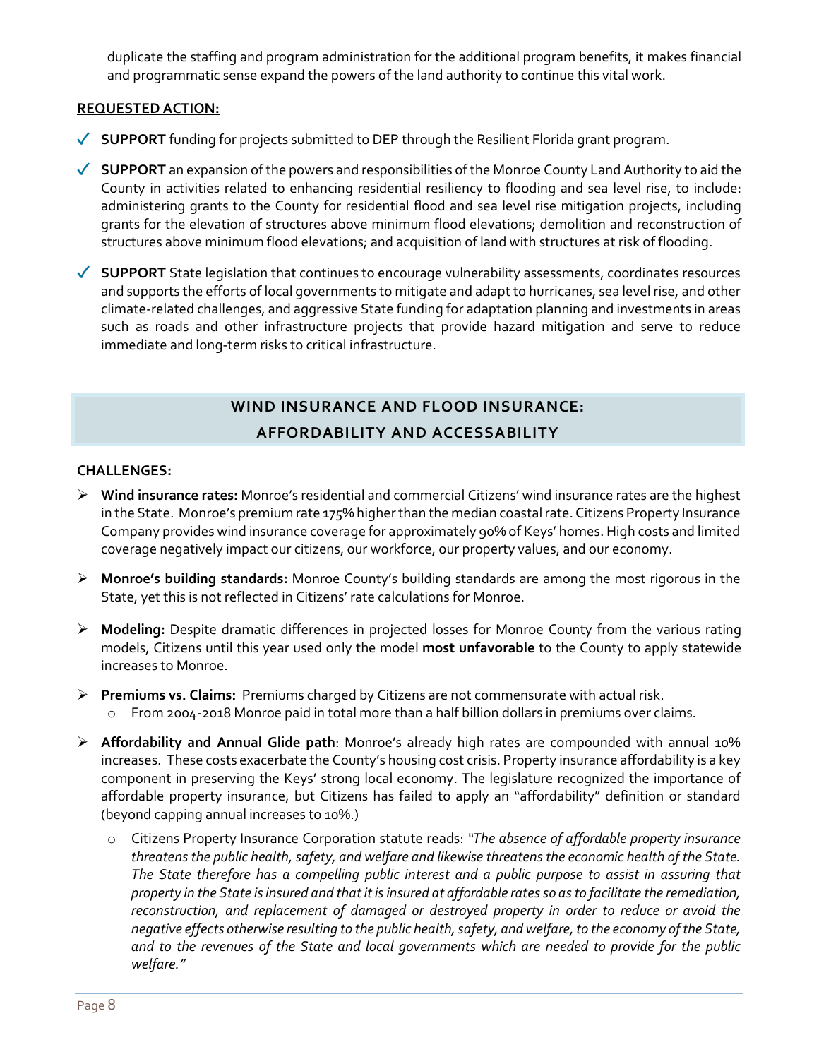duplicate the staffing and program administration for the additional program benefits, it makes financial and programmatic sense expand the powers of the land authority to continue this vital work.

**REQUESTED ACTION:**

- ✓ **SUPPORT** funding for projects submitted to DEP through the Resilient Florida grant program.
- ✓ **SUPPORT** an expansion of the powers and responsibilities of the Monroe County Land Authority to aid the County in activities related to enhancing residential resiliency to flooding and sea level rise, to include: administering grants to the County for residential flood and sea level rise mitigation projects, including grants for the elevation of structures above minimum flood elevations; demolition and reconstruction of structures above minimum flood elevations; and acquisition of land with structures at risk of flooding.
- ✓ **SUPPORT** State legislation that continues to encourage vulnerability assessments, coordinates resources and supports the efforts of local governments to mitigate and adapt to hurricanes, sea level rise, and other climate-related challenges, and aggressive State funding for adaptation planning and investments in areas such as roads and other infrastructure projects that provide hazard mitigation and serve to reduce immediate and long-term risks to critical infrastructure.

## WIND INSURANCE AND FLOOD INSURANCE: AFFORDABILITY AND ACCESSABILITY

**CHALLENGES:**

- **Wind insurance rates:** Monroe's residential and commercial Citizens' wind insurance rates are the highest in the State. Monroe's premium rate 175% higher than the median coastal rate. Citizens Property Insurance Company provides wind insurance coverage for approximately 90% of Keys' homes. High costs and limited coverage negatively impact our citizens, our workforce, our property values, and our economy.
- **Monroe's building standards:** Monroe County's building standards are among the most rigorous in the State, yet this is not reflected in Citizens' rate calculations for Monroe.
- **Modeling:** Despite dramatic differences in projected losses for Monroe County from the various rating models, Citizens until this year used only the model **most unfavorable** to the County to apply statewide increases to Monroe.
- **Premiums vs. Claims:** Premiums charged by Citizens are not commensurate with actual risk.
  - From 2004-2018 Monroe paid in total more than a half billion dollars in premiums over claims.
- **Affordability and Annual Glide path**: Monroe's already high rates are compounded with annual 10% increases. These costs exacerbate the County's housing cost crisis. Property insurance affordability is a key component in preserving the Keys' strong local economy. The legislature recognized the importance of affordable property insurance, but Citizens has failed to apply an "affordability" definition or standard (beyond capping annual increases to 10%.)
  - Citizens Property Insurance Corporation statute reads: "*The absence of affordable property insurance threatens the public health, safety, and welfare and likewise threatens the economic health of the State. The State therefore has a compelling public interest and a public purpose to assist in assuring that property in the State is insured and that it is insured at affordable rates so as to facilitate the remediation, reconstruction, and replacement of damaged or destroyed property in order to reduce or avoid the negative effects otherwise resulting to the public health, safety, and welfare, to the economy of the State, and to the revenues of the State and local governments which are needed to provide for the public welfare.*"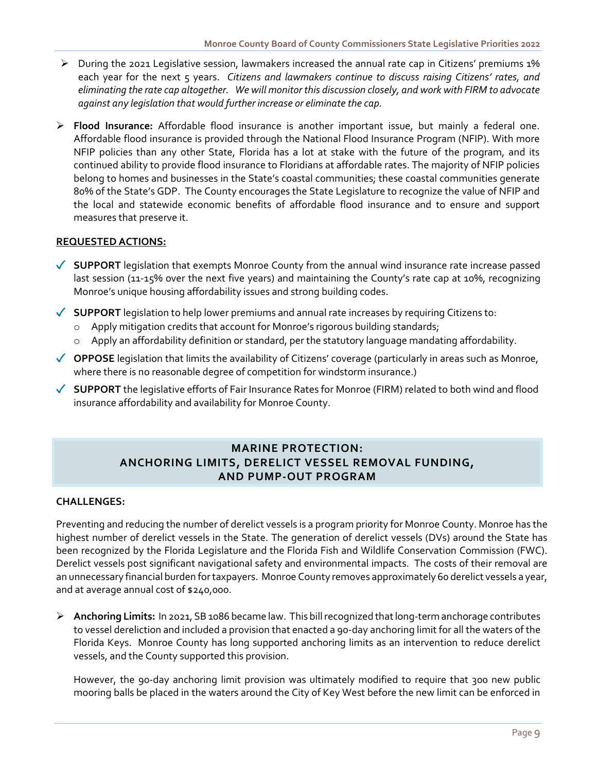- During the 2021 Legislative session, lawmakers increased the annual rate cap in Citizens' premiums 1% each year for the next 5 years. *Citizens and lawmakers continue to discuss raising Citizens' rates, and eliminating the rate cap altogether. We will monitor this discussion closely, and work with FIRM to advocate against any legislation that would further increase or eliminate the cap.*

- **Flood Insurance:** Affordable flood insurance is another important issue, but mainly a federal one. Affordable flood insurance is provided through the National Flood Insurance Program (NFIP). With more NFIP policies than any other State, Florida has a lot at stake with the future of the program, and its continued ability to provide flood insurance to Floridians at affordable rates. The majority of NFIP policies belong to homes and businesses in the State's coastal communities; these coastal communities generate 80% of the State's GDP. The County encourages the State Legislature to recognize the value of NFIP and the local and statewide economic benefits of affordable flood insurance and to ensure and support measures that preserve it.

**REQUESTED ACTIONS:**

- ✓ **SUPPORT** legislation that exempts Monroe County from the annual wind insurance rate increase passed last session (11-15% over the next five years) and maintaining the County's rate cap at 10%, recognizing Monroe's unique housing affordability issues and strong building codes.
- ✓ **SUPPORT** legislation to help lower premiums and annual rate increases by requiring Citizens to:
  - Apply mitigation credits that account for Monroe's rigorous building standards;
  - Apply an affordability definition or standard, per the statutory language mandating affordability.
- ✓ **OPPOSE** legislation that limits the availability of Citizens' coverage (particularly in areas such as Monroe, where there is no reasonable degree of competition for windstorm insurance.)
- ✓ **SUPPORT** the legislative efforts of Fair Insurance Rates for Monroe (FIRM) related to both wind and flood insurance affordability and availability for Monroe County.

## MARINE PROTECTION: ANCHORING LIMITS, DERELICT VESSEL REMOVAL FUNDING, AND PUMP-OUT PROGRAM

**CHALLENGES:**

Preventing and reducing the number of derelict vessels is a program priority for Monroe County. Monroe has the highest number of derelict vessels in the State. The generation of derelict vessels (DVs) around the State has been recognized by the Florida Legislature and the Florida Fish and Wildlife Conservation Commission (FWC). Derelict vessels post significant navigational safety and environmental impacts. The costs of their removal are an unnecessary financial burden for taxpayers. Monroe County removes approximately 60 derelict vessels a year, and at average annual cost of $240,000.

- **Anchoring Limits:** In 2021, SB 1086 became law. This bill recognized that long-term anchorage contributes to vessel dereliction and included a provision that enacted a 90-day anchoring limit for all the waters of the Florida Keys. Monroe County has long supported anchoring limits as an intervention to reduce derelict vessels, and the County supported this provision.

  However, the 90-day anchoring limit provision was ultimately modified to require that 300 new public mooring balls be placed in the waters around the City of Key West before the new limit can be enforced in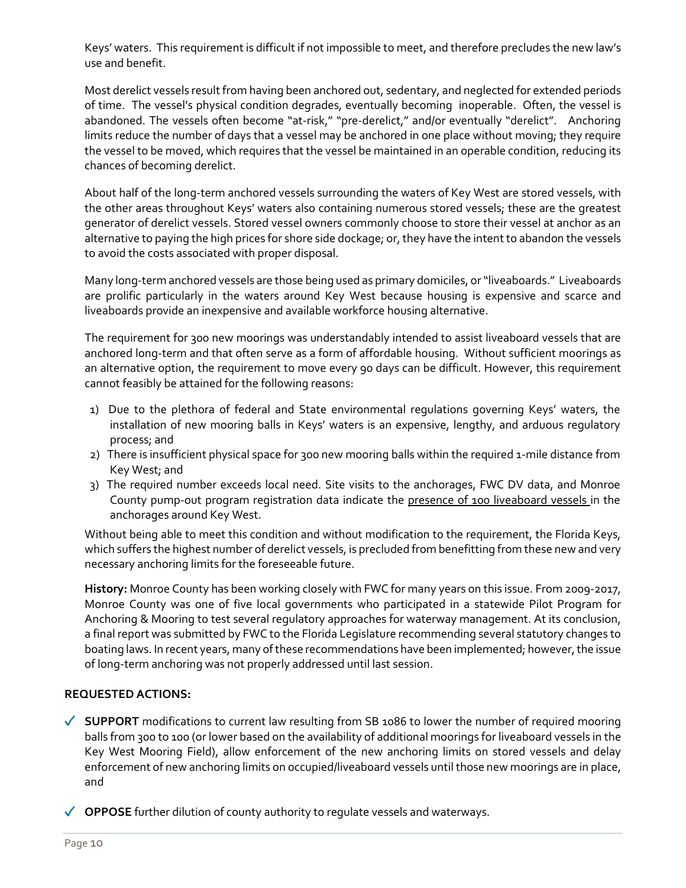Keys' waters. This requirement is difficult if not impossible to meet, and therefore precludes the new law's use and benefit.

Most derelict vessels result from having been anchored out, sedentary, and neglected for extended periods of time. The vessel's physical condition degrades, eventually becoming inoperable. Often, the vessel is abandoned. The vessels often become "at-risk," "pre-derelict," and/or eventually "derelict". Anchoring limits reduce the number of days that a vessel may be anchored in one place without moving; they require the vessel to be moved, which requires that the vessel be maintained in an operable condition, reducing its chances of becoming derelict.

About half of the long-term anchored vessels surrounding the waters of Key West are stored vessels, with the other areas throughout Keys' waters also containing numerous stored vessels; these are the greatest generator of derelict vessels. Stored vessel owners commonly choose to store their vessel at anchor as an alternative to paying the high prices for shore side dockage; or, they have the intent to abandon the vessels to avoid the costs associated with proper disposal.

Many long-term anchored vessels are those being used as primary domiciles, or "liveaboards." Liveaboards are prolific particularly in the waters around Key West because housing is expensive and scarce and liveaboards provide an inexpensive and available workforce housing alternative.

The requirement for 300 new moorings was understandably intended to assist liveaboard vessels that are anchored long-term and that often serve as a form of affordable housing. Without sufficient moorings as an alternative option, the requirement to move every 90 days can be difficult. However, this requirement cannot feasibly be attained for the following reasons:

1) Due to the plethora of federal and State environmental regulations governing Keys' waters, the installation of new mooring balls in Keys' waters is an expensive, lengthy, and arduous regulatory process; and
2) There is insufficient physical space for 300 new mooring balls within the required 1-mile distance from Key West; and
3) The required number exceeds local need. Site visits to the anchorages, FWC DV data, and Monroe County pump-out program registration data indicate the presence of 100 liveaboard vessels in the anchorages around Key West.

Without being able to meet this condition and without modification to the requirement, the Florida Keys, which suffers the highest number of derelict vessels, is precluded from benefitting from these new and very necessary anchoring limits for the foreseeable future.

**History:** Monroe County has been working closely with FWC for many years on this issue. From 2009-2017, Monroe County was one of five local governments who participated in a statewide Pilot Program for Anchoring & Mooring to test several regulatory approaches for waterway management. At its conclusion, a final report was submitted by FWC to the Florida Legislature recommending several statutory changes to boating laws. In recent years, many of these recommendations have been implemented; however, the issue of long-term anchoring was not properly addressed until last session.

**REQUESTED ACTIONS:**

- ✓ **SUPPORT** modifications to current law resulting from SB 1086 to lower the number of required mooring balls from 300 to 100 (or lower based on the availability of additional moorings for liveaboard vessels in the Key West Mooring Field), allow enforcement of the new anchoring limits on stored vessels and delay enforcement of new anchoring limits on occupied/liveaboard vessels until those new moorings are in place, and

- ✓ **OPPOSE** further dilution of county authority to regulate vessels and waterways.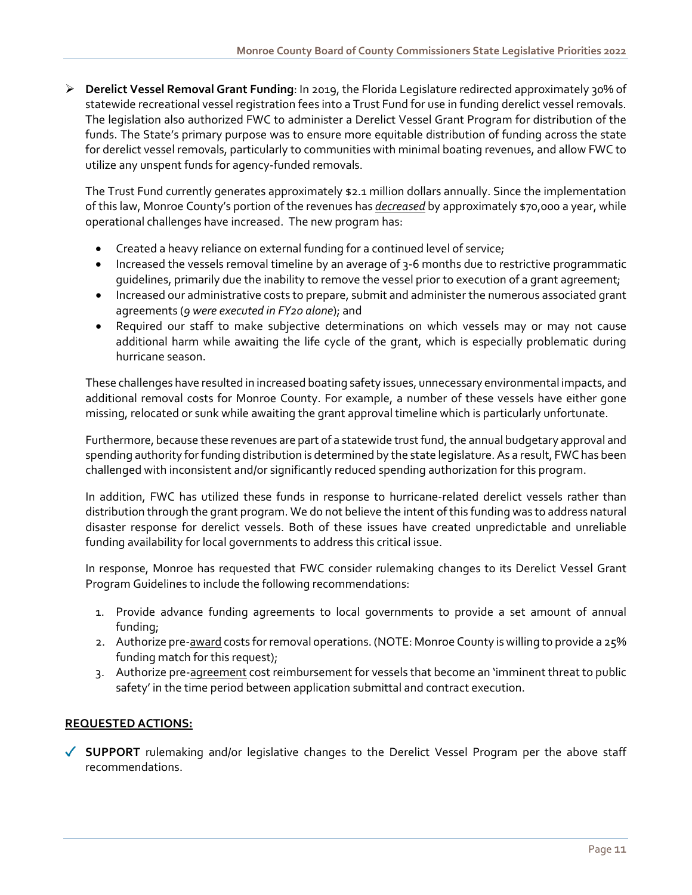- **Derelict Vessel Removal Grant Funding**: In 2019, the Florida Legislature redirected approximately 30% of statewide recreational vessel registration fees into a Trust Fund for use in funding derelict vessel removals. The legislation also authorized FWC to administer a Derelict Vessel Grant Program for distribution of the funds. The State's primary purpose was to ensure more equitable distribution of funding across the state for derelict vessel removals, particularly to communities with minimal boating revenues, and allow FWC to utilize any unspent funds for agency-funded removals.

  The Trust Fund currently generates approximately $2.1 million dollars annually. Since the implementation of this law, Monroe County's portion of the revenues has ***decreased*** by approximately $70,000 a year, while operational challenges have increased. The new program has:

  - Created a heavy reliance on external funding for a continued level of service;
  - Increased the vessels removal timeline by an average of 3-6 months due to restrictive programmatic guidelines, primarily due the inability to remove the vessel prior to execution of a grant agreement;
  - Increased our administrative costs to prepare, submit and administer the numerous associated grant agreements (*9 were executed in FY20 alone*); and
  - Required our staff to make subjective determinations on which vessels may or may not cause additional harm while awaiting the life cycle of the grant, which is especially problematic during hurricane season.

  These challenges have resulted in increased boating safety issues, unnecessary environmental impacts, and additional removal costs for Monroe County. For example, a number of these vessels have either gone missing, relocated or sunk while awaiting the grant approval timeline which is particularly unfortunate.

  Furthermore, because these revenues are part of a statewide trust fund, the annual budgetary approval and spending authority for funding distribution is determined by the state legislature. As a result, FWC has been challenged with inconsistent and/or significantly reduced spending authorization for this program.

  In addition, FWC has utilized these funds in response to hurricane-related derelict vessels rather than distribution through the grant program. We do not believe the intent of this funding was to address natural disaster response for derelict vessels. Both of these issues have created unpredictable and unreliable funding availability for local governments to address this critical issue.

  In response, Monroe has requested that FWC consider rulemaking changes to its Derelict Vessel Grant Program Guidelines to include the following recommendations:

  1. Provide advance funding agreements to local governments to provide a set amount of annual funding;
  2. Authorize pre-award costs for removal operations. (NOTE: Monroe County is willing to provide a 25% funding match for this request);
  3. Authorize pre-agreement cost reimbursement for vessels that become an 'imminent threat to public safety' in the time period between application submittal and contract execution.

**REQUESTED ACTIONS:**

✓ **SUPPORT** rulemaking and/or legislative changes to the Derelict Vessel Program per the above staff recommendations.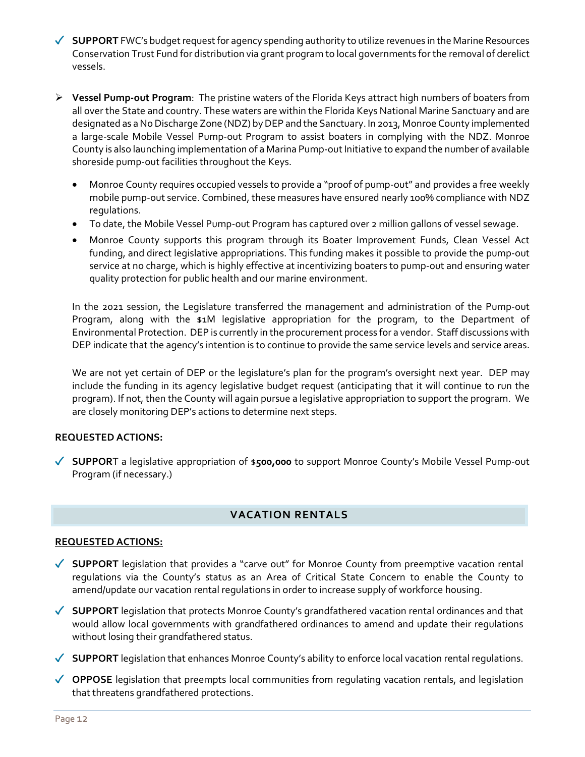- ✓ **SUPPORT** FWC's budget request for agency spending authority to utilize revenues in the Marine Resources Conservation Trust Fund for distribution via grant program to local governments for the removal of derelict vessels.

- **Vessel Pump-out Program**: The pristine waters of the Florida Keys attract high numbers of boaters from all over the State and country. These waters are within the Florida Keys National Marine Sanctuary and are designated as a No Discharge Zone (NDZ) by DEP and the Sanctuary. In 2013, Monroe County implemented a large-scale Mobile Vessel Pump-out Program to assist boaters in complying with the NDZ. Monroe County is also launching implementation of a Marina Pump-out Initiative to expand the number of available shoreside pump-out facilities throughout the Keys.

  - Monroe County requires occupied vessels to provide a "proof of pump-out" and provides a free weekly mobile pump-out service. Combined, these measures have ensured nearly 100% compliance with NDZ regulations.
  - To date, the Mobile Vessel Pump-out Program has captured over 2 million gallons of vessel sewage.
  - Monroe County supports this program through its Boater Improvement Funds, Clean Vessel Act funding, and direct legislative appropriations. This funding makes it possible to provide the pump-out service at no charge, which is highly effective at incentivizing boaters to pump-out and ensuring water quality protection for public health and our marine environment.

  In the 2021 session, the Legislature transferred the management and administration of the Pump-out Program, along with the $1M legislative appropriation for the program, to the Department of Environmental Protection. DEP is currently in the procurement process for a vendor. Staff discussions with DEP indicate that the agency's intention is to continue to provide the same service levels and service areas.

  We are not yet certain of DEP or the legislature's plan for the program's oversight next year. DEP may include the funding in its agency legislative budget request (anticipating that it will continue to run the program). If not, then the County will again pursue a legislative appropriation to support the program. We are closely monitoring DEP's actions to determine next steps.

**REQUESTED ACTIONS:**

- ✓ **SUPPOR**T a legislative appropriation of **$500,000** to support Monroe County's Mobile Vessel Pump-out Program (if necessary.)

## VACATION RENTALS

**REQUESTED ACTIONS:**

- ✓ **SUPPORT** legislation that provides a "carve out" for Monroe County from preemptive vacation rental regulations via the County's status as an Area of Critical State Concern to enable the County to amend/update our vacation rental regulations in order to increase supply of workforce housing.

- ✓ **SUPPORT** legislation that protects Monroe County's grandfathered vacation rental ordinances and that would allow local governments with grandfathered ordinances to amend and update their regulations without losing their grandfathered status.

- ✓ **SUPPORT** legislation that enhances Monroe County's ability to enforce local vacation rental regulations.

- ✓ **OPPOSE** legislation that preempts local communities from regulating vacation rentals, and legislation that threatens grandfathered protections.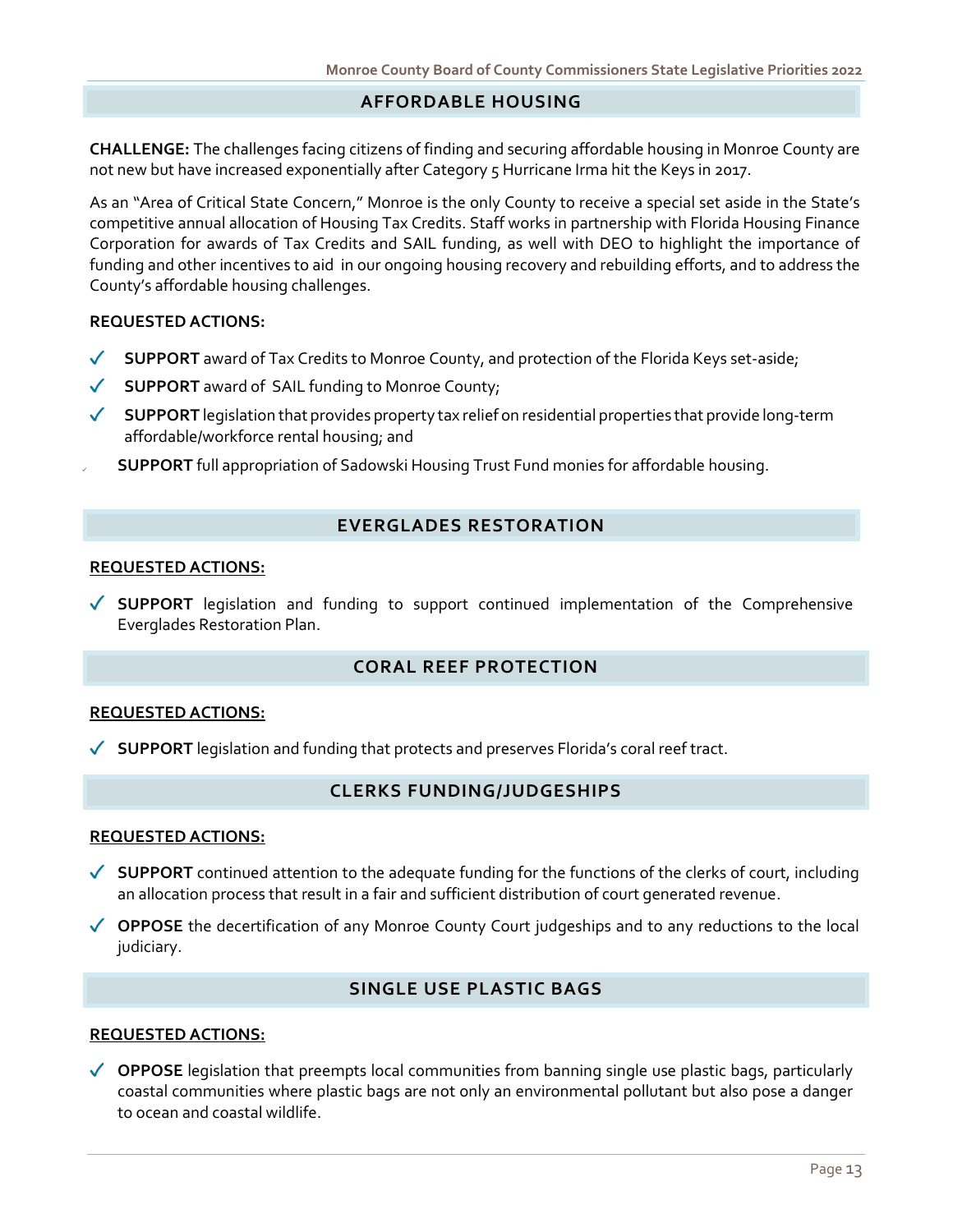## AFFORDABLE HOUSING

**CHALLENGE:** The challenges facing citizens of finding and securing affordable housing in Monroe County are not new but have increased exponentially after Category 5 Hurricane Irma hit the Keys in 2017.

As an "Area of Critical State Concern," Monroe is the only County to receive a special set aside in the State's competitive annual allocation of Housing Tax Credits. Staff works in partnership with Florida Housing Finance Corporation for awards of Tax Credits and SAIL funding, as well with DEO to highlight the importance of funding and other incentives to aid in our ongoing housing recovery and rebuilding efforts, and to address the County's affordable housing challenges.

**REQUESTED ACTIONS:**

- ✓ **SUPPORT** award of Tax Credits to Monroe County, and protection of the Florida Keys set-aside;
- ✓ **SUPPORT** award of SAIL funding to Monroe County;
- ✓ **SUPPORT** legislation that provides property tax relief on residential properties that provide long-term affordable/workforce rental housing; and
- ✓ **SUPPORT** full appropriation of Sadowski Housing Trust Fund monies for affordable housing.

## EVERGLADES RESTORATION

**REQUESTED ACTIONS:**

- ✓ **SUPPORT** legislation and funding to support continued implementation of the Comprehensive Everglades Restoration Plan.

## CORAL REEF PROTECTION

**REQUESTED ACTIONS:**

- ✓ **SUPPORT** legislation and funding that protects and preserves Florida's coral reef tract.

## CLERKS FUNDING/JUDGESHIPS

**REQUESTED ACTIONS:**

- ✓ **SUPPORT** continued attention to the adequate funding for the functions of the clerks of court, including an allocation process that result in a fair and sufficient distribution of court generated revenue.
- ✓ **OPPOSE** the decertification of any Monroe County Court judgeships and to any reductions to the local judiciary.

## SINGLE USE PLASTIC BAGS

**REQUESTED ACTIONS:**

- ✓ **OPPOSE** legislation that preempts local communities from banning single use plastic bags, particularly coastal communities where plastic bags are not only an environmental pollutant but also pose a danger to ocean and coastal wildlife.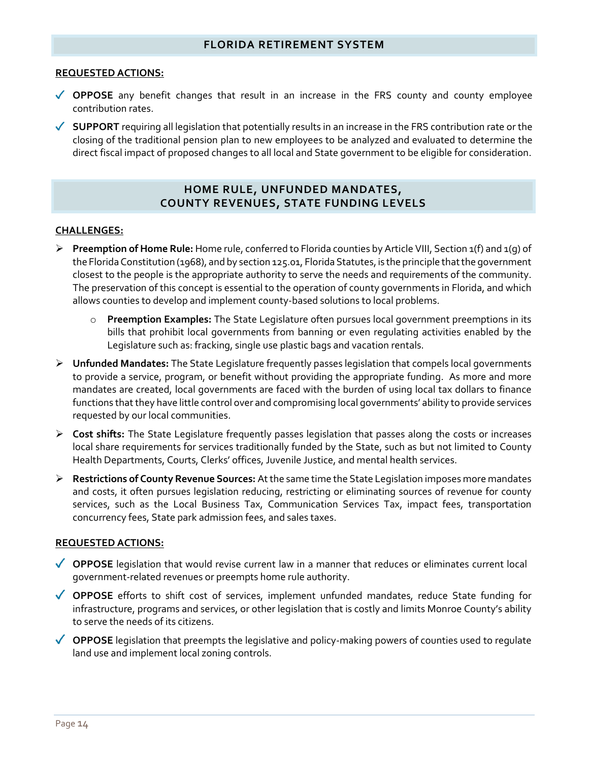## FLORIDA RETIREMENT SYSTEM

**REQUESTED ACTIONS:**

- ✓ **OPPOSE** any benefit changes that result in an increase in the FRS county and county employee contribution rates.
- ✓ **SUPPORT** requiring all legislation that potentially results in an increase in the FRS contribution rate or the closing of the traditional pension plan to new employees to be analyzed and evaluated to determine the direct fiscal impact of proposed changes to all local and State government to be eligible for consideration.

## HOME RULE, UNFUNDED MANDATES, COUNTY REVENUES, STATE FUNDING LEVELS

**CHALLENGES:**

- **Preemption of Home Rule:** Home rule, conferred to Florida counties by Article VIII, Section 1(f) and 1(g) of the Florida Constitution (1968), and by section 125.01, Florida Statutes, is the principle that the government closest to the people is the appropriate authority to serve the needs and requirements of the community. The preservation of this concept is essential to the operation of county governments in Florida, and which allows counties to develop and implement county-based solutions to local problems.
    - **Preemption Examples:** The State Legislature often pursues local government preemptions in its bills that prohibit local governments from banning or even regulating activities enabled by the Legislature such as: fracking, single use plastic bags and vacation rentals.
- **Unfunded Mandates:** The State Legislature frequently passes legislation that compels local governments to provide a service, program, or benefit without providing the appropriate funding. As more and more mandates are created, local governments are faced with the burden of using local tax dollars to finance functions that they have little control over and compromising local governments' ability to provide services requested by our local communities.
- **Cost shifts:** The State Legislature frequently passes legislation that passes along the costs or increases local share requirements for services traditionally funded by the State, such as but not limited to County Health Departments, Courts, Clerks' offices, Juvenile Justice, and mental health services.
- **Restrictions of County Revenue Sources:** At the same time the State Legislation imposes more mandates and costs, it often pursues legislation reducing, restricting or eliminating sources of revenue for county services, such as the Local Business Tax, Communication Services Tax, impact fees, transportation concurrency fees, State park admission fees, and sales taxes.

**REQUESTED ACTIONS:**

- ✓ **OPPOSE** legislation that would revise current law in a manner that reduces or eliminates current local government-related revenues or preempts home rule authority.
- ✓ **OPPOSE** efforts to shift cost of services, implement unfunded mandates, reduce State funding for infrastructure, programs and services, or other legislation that is costly and limits Monroe County's ability to serve the needs of its citizens.
- ✓ **OPPOSE** legislation that preempts the legislative and policy-making powers of counties used to regulate land use and implement local zoning controls.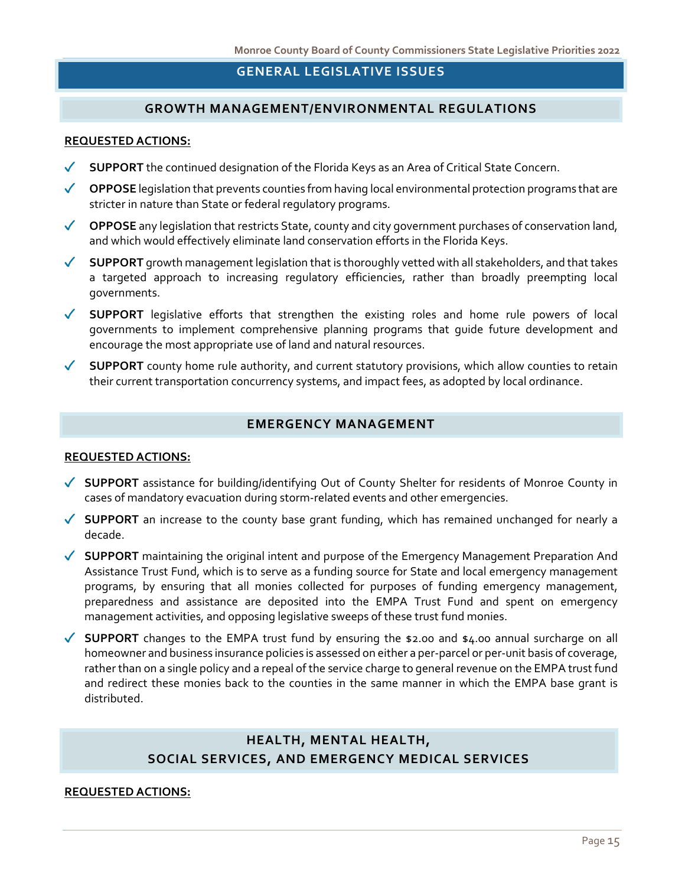# GENERAL LEGISLATIVE ISSUES

## GROWTH MANAGEMENT/ENVIRONMENTAL REGULATIONS

**REQUESTED ACTIONS:**

- ✓ **SUPPORT** the continued designation of the Florida Keys as an Area of Critical State Concern.
- ✓ **OPPOSE** legislation that prevents counties from having local environmental protection programs that are stricter in nature than State or federal regulatory programs.
- ✓ **OPPOSE** any legislation that restricts State, county and city government purchases of conservation land, and which would effectively eliminate land conservation efforts in the Florida Keys.
- ✓ **SUPPORT** growth management legislation that is thoroughly vetted with all stakeholders, and that takes a targeted approach to increasing regulatory efficiencies, rather than broadly preempting local governments.
- ✓ **SUPPORT** legislative efforts that strengthen the existing roles and home rule powers of local governments to implement comprehensive planning programs that guide future development and encourage the most appropriate use of land and natural resources.
- ✓ **SUPPORT** county home rule authority, and current statutory provisions, which allow counties to retain their current transportation concurrency systems, and impact fees, as adopted by local ordinance.

## EMERGENCY MANAGEMENT

**REQUESTED ACTIONS:**

- ✓ **SUPPORT** assistance for building/identifying Out of County Shelter for residents of Monroe County in cases of mandatory evacuation during storm-related events and other emergencies.
- ✓ **SUPPORT** an increase to the county base grant funding, which has remained unchanged for nearly a decade.
- ✓ **SUPPORT** maintaining the original intent and purpose of the Emergency Management Preparation And Assistance Trust Fund, which is to serve as a funding source for State and local emergency management programs, by ensuring that all monies collected for purposes of funding emergency management, preparedness and assistance are deposited into the EMPA Trust Fund and spent on emergency management activities, and opposing legislative sweeps of these trust fund monies.
- ✓ **SUPPORT** changes to the EMPA trust fund by ensuring the $2.00 and $4.00 annual surcharge on all homeowner and business insurance policies is assessed on either a per-parcel or per-unit basis of coverage, rather than on a single policy and a repeal of the service charge to general revenue on the EMPA trust fund and redirect these monies back to the counties in the same manner in which the EMPA base grant is distributed.

## HEALTH, MENTAL HEALTH, SOCIAL SERVICES, AND EMERGENCY MEDICAL SERVICES

**REQUESTED ACTIONS:**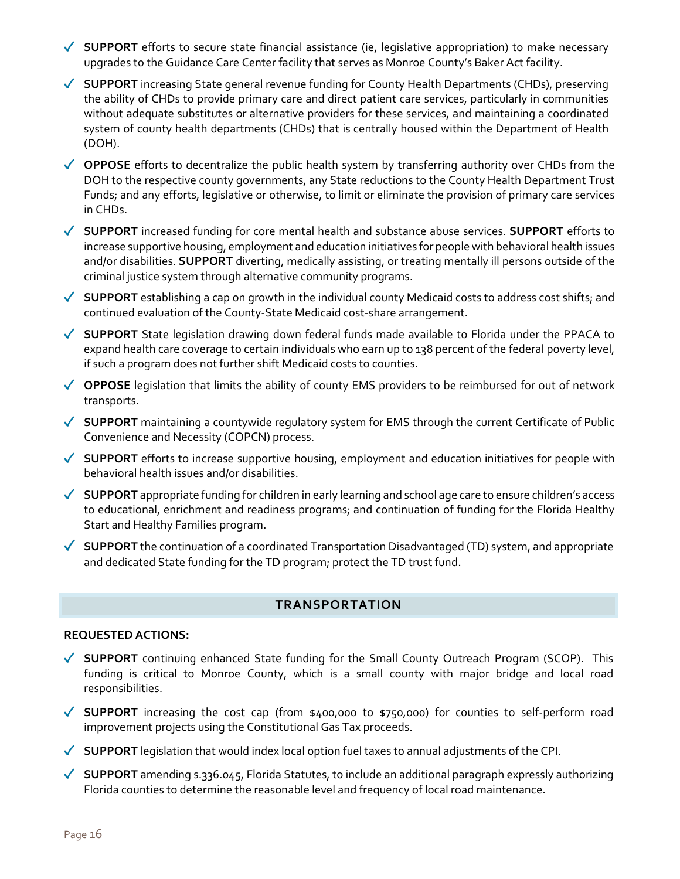- ✓ **SUPPORT** efforts to secure state financial assistance (ie, legislative appropriation) to make necessary upgrades to the Guidance Care Center facility that serves as Monroe County's Baker Act facility.

- ✓ **SUPPORT** increasing State general revenue funding for County Health Departments (CHDs), preserving the ability of CHDs to provide primary care and direct patient care services, particularly in communities without adequate substitutes or alternative providers for these services, and maintaining a coordinated system of county health departments (CHDs) that is centrally housed within the Department of Health (DOH).

- ✓ **OPPOSE** efforts to decentralize the public health system by transferring authority over CHDs from the DOH to the respective county governments, any State reductions to the County Health Department Trust Funds; and any efforts, legislative or otherwise, to limit or eliminate the provision of primary care services in CHDs.

- ✓ **SUPPORT** increased funding for core mental health and substance abuse services. **SUPPORT** efforts to increase supportive housing, employment and education initiatives for people with behavioral health issues and/or disabilities. **SUPPORT** diverting, medically assisting, or treating mentally ill persons outside of the criminal justice system through alternative community programs.

- ✓ **SUPPORT** establishing a cap on growth in the individual county Medicaid costs to address cost shifts; and continued evaluation of the County-State Medicaid cost-share arrangement.

- ✓ **SUPPORT** State legislation drawing down federal funds made available to Florida under the PPACA to expand health care coverage to certain individuals who earn up to 138 percent of the federal poverty level, if such a program does not further shift Medicaid costs to counties.

- ✓ **OPPOSE** legislation that limits the ability of county EMS providers to be reimbursed for out of network transports.

- ✓ **SUPPORT** maintaining a countywide regulatory system for EMS through the current Certificate of Public Convenience and Necessity (COPCN) process.

- ✓ **SUPPORT** efforts to increase supportive housing, employment and education initiatives for people with behavioral health issues and/or disabilities.

- ✓ **SUPPORT** appropriate funding for children in early learning and school age care to ensure children's access to educational, enrichment and readiness programs; and continuation of funding for the Florida Healthy Start and Healthy Families program.

- ✓ **SUPPORT** the continuation of a coordinated Transportation Disadvantaged (TD) system, and appropriate and dedicated State funding for the TD program; protect the TD trust fund.

## TRANSPORTATION

**REQUESTED ACTIONS:**

- ✓ **SUPPORT** continuing enhanced State funding for the Small County Outreach Program (SCOP). This funding is critical to Monroe County, which is a small county with major bridge and local road responsibilities.

- ✓ **SUPPORT** increasing the cost cap (from $400,000 to $750,000) for counties to self-perform road improvement projects using the Constitutional Gas Tax proceeds.

- ✓ **SUPPORT** legislation that would index local option fuel taxes to annual adjustments of the CPI.

- ✓ **SUPPORT** amending s.336.045, Florida Statutes, to include an additional paragraph expressly authorizing Florida counties to determine the reasonable level and frequency of local road maintenance.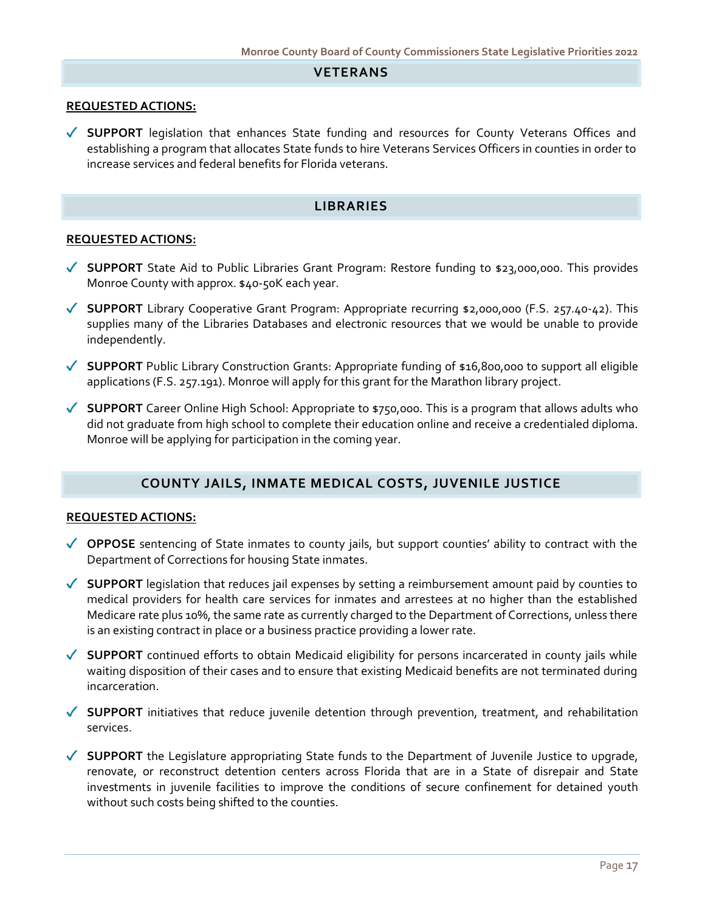## VETERANS

**REQUESTED ACTIONS:**

- ✓ **SUPPORT** legislation that enhances State funding and resources for County Veterans Offices and establishing a program that allocates State funds to hire Veterans Services Officers in counties in order to increase services and federal benefits for Florida veterans.

## LIBRARIES

**REQUESTED ACTIONS:**

- ✓ **SUPPORT** State Aid to Public Libraries Grant Program: Restore funding to $23,000,000. This provides Monroe County with approx. $40-50K each year.
- ✓ **SUPPORT** Library Cooperative Grant Program: Appropriate recurring $2,000,000 (F.S. 257.40-42). This supplies many of the Libraries Databases and electronic resources that we would be unable to provide independently.
- ✓ **SUPPORT** Public Library Construction Grants: Appropriate funding of $16,800,000 to support all eligible applications (F.S. 257.191). Monroe will apply for this grant for the Marathon library project.
- ✓ **SUPPORT** Career Online High School: Appropriate to $750,000. This is a program that allows adults who did not graduate from high school to complete their education online and receive a credentialed diploma. Monroe will be applying for participation in the coming year.

## COUNTY JAILS, INMATE MEDICAL COSTS, JUVENILE JUSTICE

**REQUESTED ACTIONS:**

- ✓ **OPPOSE** sentencing of State inmates to county jails, but support counties' ability to contract with the Department of Corrections for housing State inmates.
- ✓ **SUPPORT** legislation that reduces jail expenses by setting a reimbursement amount paid by counties to medical providers for health care services for inmates and arrestees at no higher than the established Medicare rate plus 10%, the same rate as currently charged to the Department of Corrections, unless there is an existing contract in place or a business practice providing a lower rate.
- ✓ **SUPPORT** continued efforts to obtain Medicaid eligibility for persons incarcerated in county jails while waiting disposition of their cases and to ensure that existing Medicaid benefits are not terminated during incarceration.
- ✓ **SUPPORT** initiatives that reduce juvenile detention through prevention, treatment, and rehabilitation services.
- ✓ **SUPPORT** the Legislature appropriating State funds to the Department of Juvenile Justice to upgrade, renovate, or reconstruct detention centers across Florida that are in a State of disrepair and State investments in juvenile facilities to improve the conditions of secure confinement for detained youth without such costs being shifted to the counties.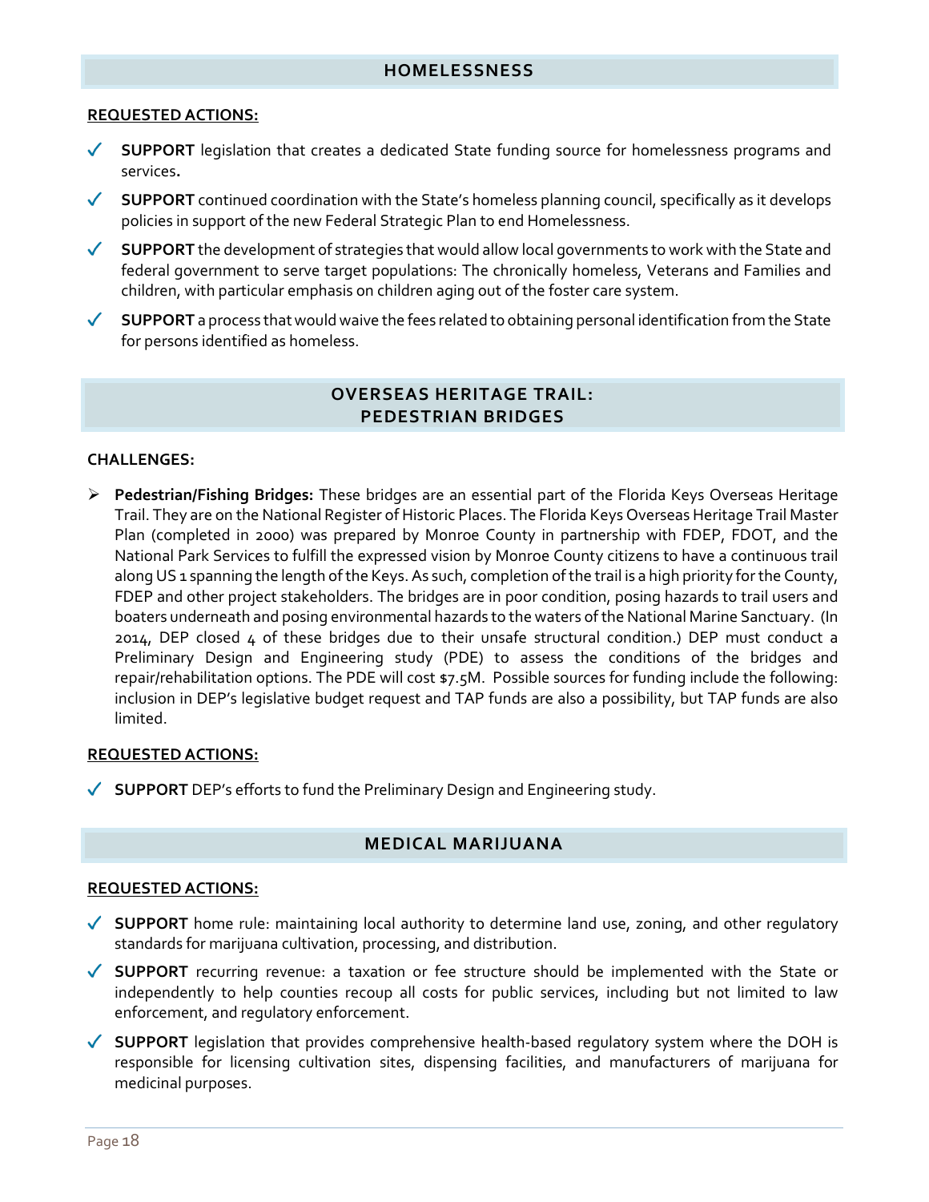## HOMELESSNESS

**REQUESTED ACTIONS:**

- ✓ **SUPPORT** legislation that creates a dedicated State funding source for homelessness programs and services**.**
- ✓ **SUPPORT** continued coordination with the State's homeless planning council, specifically as it develops policies in support of the new Federal Strategic Plan to end Homelessness.
- ✓ **SUPPORT** the development of strategies that would allow local governments to work with the State and federal government to serve target populations: The chronically homeless, Veterans and Families and children, with particular emphasis on children aging out of the foster care system.
- ✓ **SUPPORT** a process that would waive the fees related to obtaining personal identification from the State for persons identified as homeless.

## OVERSEAS HERITAGE TRAIL: PEDESTRIAN BRIDGES

**CHALLENGES:**

- **Pedestrian/Fishing Bridges:** These bridges are an essential part of the Florida Keys Overseas Heritage Trail. They are on the National Register of Historic Places. The Florida Keys Overseas Heritage Trail Master Plan (completed in 2000) was prepared by Monroe County in partnership with FDEP, FDOT, and the National Park Services to fulfill the expressed vision by Monroe County citizens to have a continuous trail along US 1 spanning the length of the Keys. As such, completion of the trail is a high priority for the County, FDEP and other project stakeholders. The bridges are in poor condition, posing hazards to trail users and boaters underneath and posing environmental hazards to the waters of the National Marine Sanctuary. (In 2014, DEP closed 4 of these bridges due to their unsafe structural condition.) DEP must conduct a Preliminary Design and Engineering study (PDE) to assess the conditions of the bridges and repair/rehabilitation options. The PDE will cost $7.5M. Possible sources for funding include the following: inclusion in DEP's legislative budget request and TAP funds are also a possibility, but TAP funds are also limited.

**REQUESTED ACTIONS:**

- ✓ **SUPPORT** DEP's efforts to fund the Preliminary Design and Engineering study.

## MEDICAL MARIJUANA

**REQUESTED ACTIONS:**

- ✓ **SUPPORT** home rule: maintaining local authority to determine land use, zoning, and other regulatory standards for marijuana cultivation, processing, and distribution.
- ✓ **SUPPORT** recurring revenue: a taxation or fee structure should be implemented with the State or independently to help counties recoup all costs for public services, including but not limited to law enforcement, and regulatory enforcement.
- ✓ **SUPPORT** legislation that provides comprehensive health-based regulatory system where the DOH is responsible for licensing cultivation sites, dispensing facilities, and manufacturers of marijuana for medicinal purposes.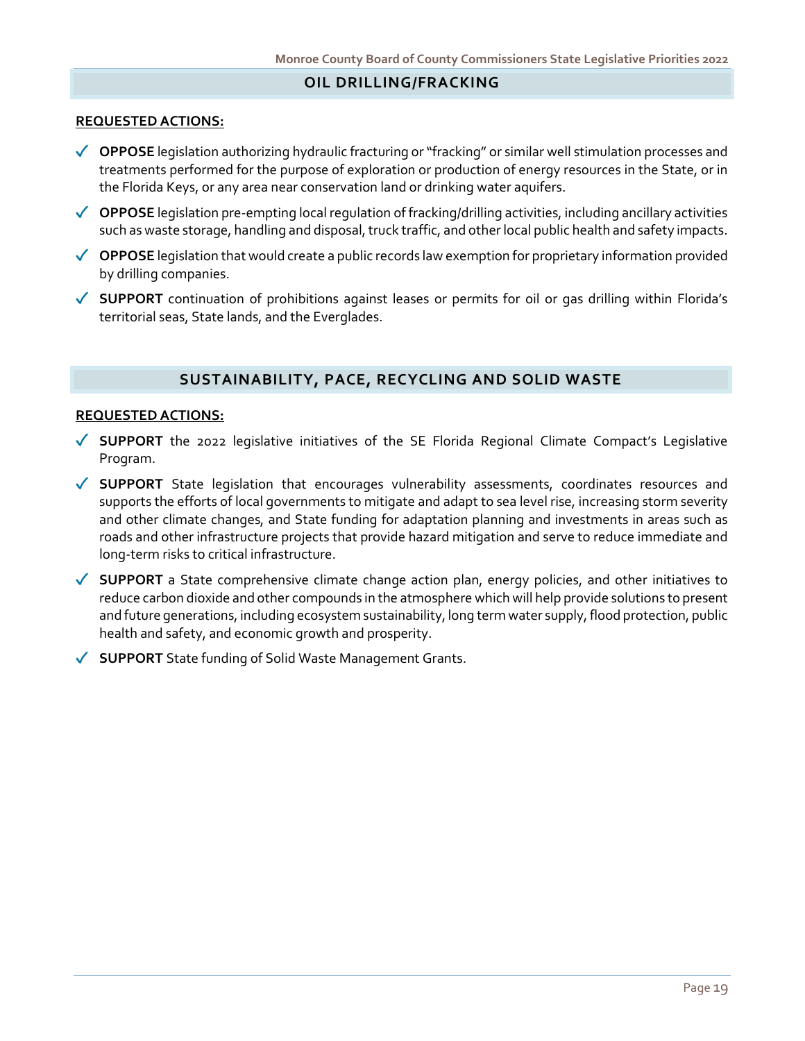## OIL DRILLING/FRACKING

**REQUESTED ACTIONS:**

- ✓ **OPPOSE** legislation authorizing hydraulic fracturing or "fracking" or similar well stimulation processes and treatments performed for the purpose of exploration or production of energy resources in the State, or in the Florida Keys, or any area near conservation land or drinking water aquifers.
- ✓ **OPPOSE** legislation pre-empting local regulation of fracking/drilling activities, including ancillary activities such as waste storage, handling and disposal, truck traffic, and other local public health and safety impacts.
- ✓ **OPPOSE** legislation that would create a public records law exemption for proprietary information provided by drilling companies.
- ✓ **SUPPORT** continuation of prohibitions against leases or permits for oil or gas drilling within Florida's territorial seas, State lands, and the Everglades.

## SUSTAINABILITY, PACE, RECYCLING AND SOLID WASTE

**REQUESTED ACTIONS:**

- ✓ **SUPPORT** the 2022 legislative initiatives of the SE Florida Regional Climate Compact's Legislative Program.
- ✓ **SUPPORT** State legislation that encourages vulnerability assessments, coordinates resources and supports the efforts of local governments to mitigate and adapt to sea level rise, increasing storm severity and other climate changes, and State funding for adaptation planning and investments in areas such as roads and other infrastructure projects that provide hazard mitigation and serve to reduce immediate and long-term risks to critical infrastructure.
- ✓ **SUPPORT** a State comprehensive climate change action plan, energy policies, and other initiatives to reduce carbon dioxide and other compounds in the atmosphere which will help provide solutions to present and future generations, including ecosystem sustainability, long term water supply, flood protection, public health and safety, and economic growth and prosperity.
- ✓ **SUPPORT** State funding of Solid Waste Management Grants.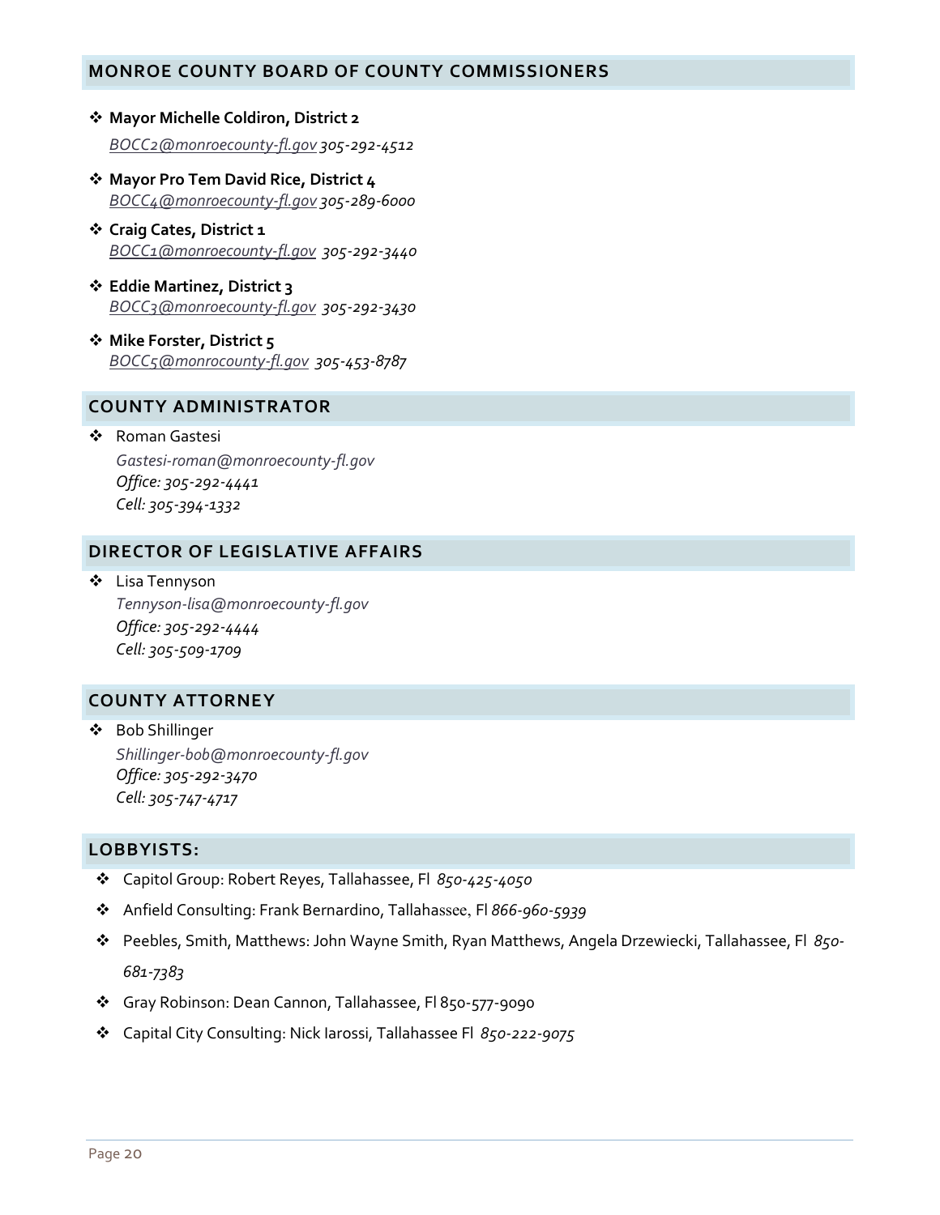## MONROE COUNTY BOARD OF COUNTY COMMISSIONERS

- **Mayor Michelle Coldiron, District 2**
  *BOCC2@monroecounty-fl.gov 305-292-4512*
- **Mayor Pro Tem David Rice, District 4**
  *BOCC4@monroecounty-fl.gov 305-289-6000*
- **Craig Cates, District 1**
  *BOCC1@monroecounty-fl.gov 305-292-3440*
- **Eddie Martinez, District 3**
  *BOCC3@monroecounty-fl.gov 305-292-3430*
- **Mike Forster, District 5**
  *BOCC5@monrocounty-fl.gov 305-453-8787*

## COUNTY ADMINISTRATOR

- Roman Gastesi
  *Gastesi-roman@monroecounty-fl.gov*
  *Office: 305-292-4441*
  *Cell: 305-394-1332*

## DIRECTOR OF LEGISLATIVE AFFAIRS

- Lisa Tennyson
  *Tennyson-lisa@monroecounty-fl.gov*
  *Office: 305-292-4444*
  *Cell: 305-509-1709*

## COUNTY ATTORNEY

- Bob Shillinger
  *Shillinger-bob@monroecounty-fl.gov*
  *Office: 305-292-3470*
  *Cell: 305-747-4717*

## LOBBYISTS:

- Capitol Group: Robert Reyes, Tallahassee, Fl *850-425-4050*
- Anfield Consulting: Frank Bernardino, Tallahassee, Fl *866-960-5939*
- Peebles, Smith, Matthews: John Wayne Smith, Ryan Matthews, Angela Drzewiecki, Tallahassee, Fl *850-681-7383*
- Gray Robinson: Dean Cannon, Tallahassee, Fl 850-577-9090
- Capital City Consulting: Nick Iarossi, Tallahassee Fl *850-222-9075*